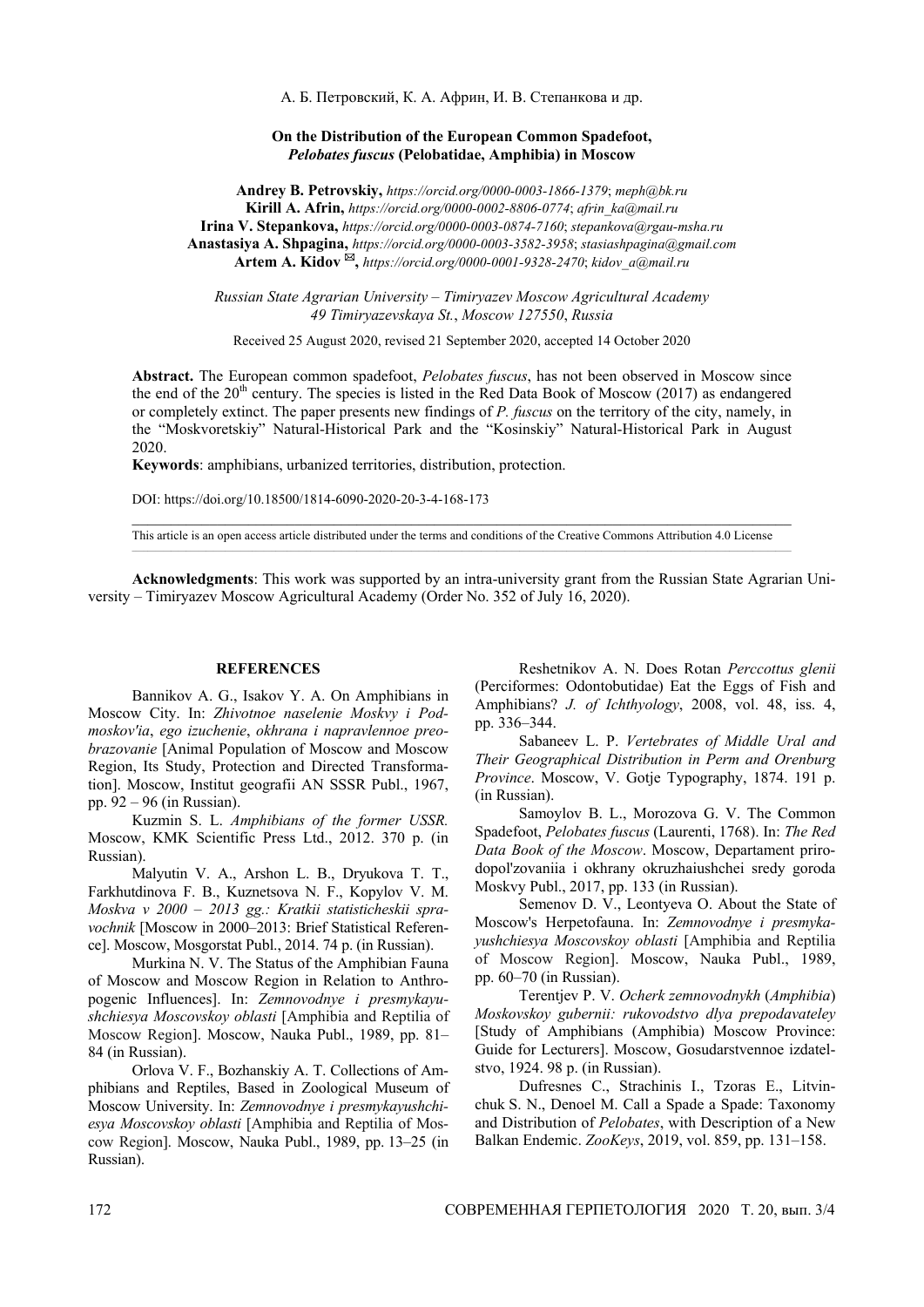## On the Distribution of the European Common Spadefoot, *Pelobates fuscus* (Pelobatidae, Amphibia) in Moscow

**Andrey B. Petrovskiy,** *https://orcid.org/0000-0003-1866-1379*; *meph@bk.ru*
**Kirill A. Afrin,** *https://orcid.org/0000-0002-8806-0774*; *afrin_ka@mail.ru*
**Irina V. Stepankova,** *https://orcid.org/0000-0003-0874-7160*; *stepankova@rgau-msha.ru*
**Anastasiya A. Shpagina,** *https://orcid.org/0000-0003-3582-3958*; *stasiashpagina@gmail.com*
**Artem A. Kidov** ✉**,** *https://orcid.org/0000-0001-9328-2470*; *kidov_a@mail.ru*

*Russian State Agrarian University – Timiryazev Moscow Agricultural Academy*
*49 Timiryazevskaya St., Moscow 127550, Russia*

Received 25 August 2020, revised 21 September 2020, accepted 14 October 2020

**Abstract.** The European common spadefoot, *Pelobates fuscus*, has not been observed in Moscow since the end of the 20th century. The species is listed in the Red Data Book of Moscow (2017) as endangered or completely extinct. The paper presents new findings of *P. fuscus* on the territory of the city, namely, in the "Moskvoretskiy" Natural-Historical Park and the "Kosinskiy" Natural-Historical Park in August 2020.

**Keywords**: amphibians, urbanized territories, distribution, protection.

DOI: https://doi.org/10.18500/1814-6090-2020-20-3-4-168-173

This article is an open access article distributed under the terms and conditions of the Creative Commons Attribution 4.0 License

**Acknowledgments**: This work was supported by an intra-university grant from the Russian State Agrarian University – Timiryazev Moscow Agricultural Academy (Order No. 352 of July 16, 2020).

### REFERENCES

Bannikov A. G., Isakov Y. A. On Amphibians in Moscow City. In: *Zhivotnoe naselenie Moskvy i Podmoskov'ia*, *ego izuchenie*, *okhrana i napravlennoe preobrazovanie* [Animal Population of Moscow and Moscow Region, Its Study, Protection and Directed Transformation]. Moscow, Institut geografii AN SSSR Publ., 1967, pp. 92 – 96 (in Russian).

Kuzmin S. L. *Amphibians of the former USSR.* Moscow, KMK Scientific Press Ltd., 2012. 370 p. (in Russian).

Malyutin V. A., Arshon L. B., Dryukova T. T., Farkhutdinova F. B., Kuznetsova N. F., Kopylov V. M. *Moskva v 2000 – 2013 gg.: Kratkii statisticheskii spravochnik* [Moscow in 2000–2013: Brief Statistical Reference]. Moscow, Mosgorstat Publ., 2014. 74 p. (in Russian).

Murkina N. V. The Status of the Amphibian Fauna of Moscow and Moscow Region in Relation to Anthropogenic Influences]. In: *Zemnovodnye i presmykayushchiesya Moscovskoy oblasti* [Amphibia and Reptilia of Moscow Region]. Moscow, Nauka Publ., 1989, pp. 81–84 (in Russian).

Orlova V. F., Bozhanskiy A. T. Collections of Amphibians and Reptiles, Based in Zoological Museum of Moscow University. In: *Zemnovodnye i presmykayushchiesya Moscovskoy oblasti* [Amphibia and Reptilia of Moscow Region]. Moscow, Nauka Publ., 1989, pp. 13–25 (in Russian).

Reshetnikov A. N. Does Rotan *Perccottus glenii* (Perciformes: Odontobutidae) Eat the Eggs of Fish and Amphibians? *J. of Ichthyology*, 2008, vol. 48, iss. 4, pp. 336–344.

Sabaneev L. P. *Vertebrates of Middle Ural and Their Geographical Distribution in Perm and Orenburg Province*. Moscow, V. Gotje Typography, 1874. 191 p. (in Russian).

Samoylov B. L., Morozova G. V. The Common Spadefoot, *Pelobates fuscus* (Laurenti, 1768). In: *The Red Data Book of the Moscow*. Moscow, Departament prirodopol'zovaniia i okhrany okruzhaiushchei sredy goroda Moskvy Publ., 2017, pp. 133 (in Russian).

Semenov D. V., Leontyeva O. About the State of Moscow's Herpetofauna. In: *Zemnovodnye i presmykayushchiesya Moscovskoy oblasti* [Amphibia and Reptilia of Moscow Region]. Moscow, Nauka Publ., 1989, pp. 60–70 (in Russian).

Terentjev P. V. *Ocherk zemnovodnykh* (*Amphibia*) *Moskovskoy gubernii: rukovodstvo dlya prepodavateley* [Study of Amphibians (Amphibia) Moscow Province: Guide for Lecturers]. Moscow, Gosudarstvennoe izdatelstvo, 1924. 98 p. (in Russian).

Dufresnes C., Strachinis I., Tzoras E., Litvinchuk S. N., Denoel M. Call a Spade a Spade: Taxonomy and Distribution of *Pelobates*, with Description of a New Balkan Endemic. *ZooKeys*, 2019, vol. 859, pp. 131–158.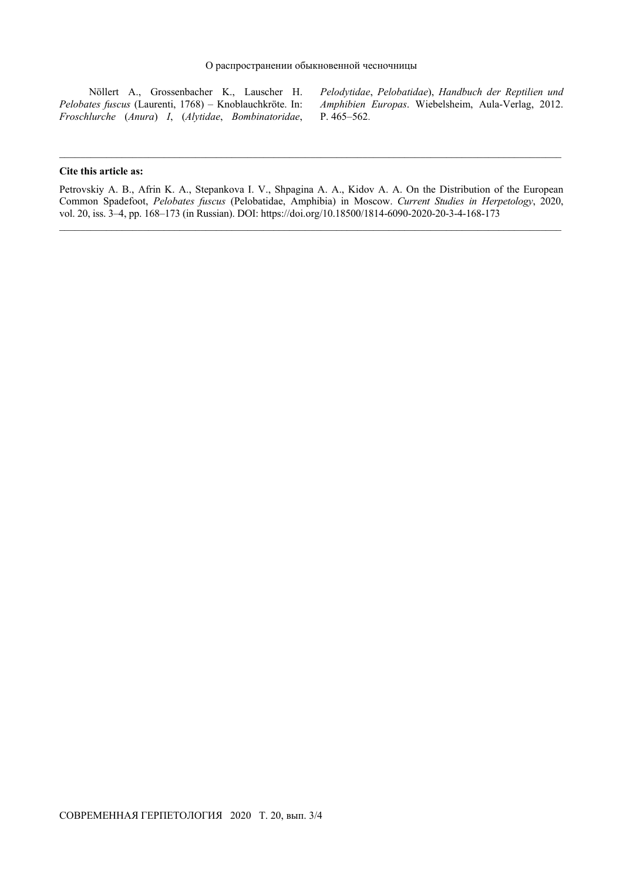Nöllert A., Grossenbacher K., Lauscher H. *Pelobates fuscus* (Laurenti, 1768) – Knoblauchkröte. In: *Froschlurche* (*Anura*) *I*, (*Alytidae*, *Bombinatoridae*, *Pelodytidae*, *Pelobatidae*), *Handbuch der Reptilien und Amphibien Europas*. Wiebelsheim, Aula-Verlag, 2012. P. 465–562.

---

**Cite this article as:**

Petrovskiy A. B., Afrin K. A., Stepankova I. V., Shpagina A. A., Kidov A. A. On the Distribution of the European Common Spadefoot, *Pelobates fuscus* (Pelobatidae, Amphibia) in Moscow. *Current Studies in Herpetology*, 2020, vol. 20, iss. 3–4, pp. 168–173 (in Russian). DOI: https://doi.org/10.18500/1814-6090-2020-20-3-4-168-173

---